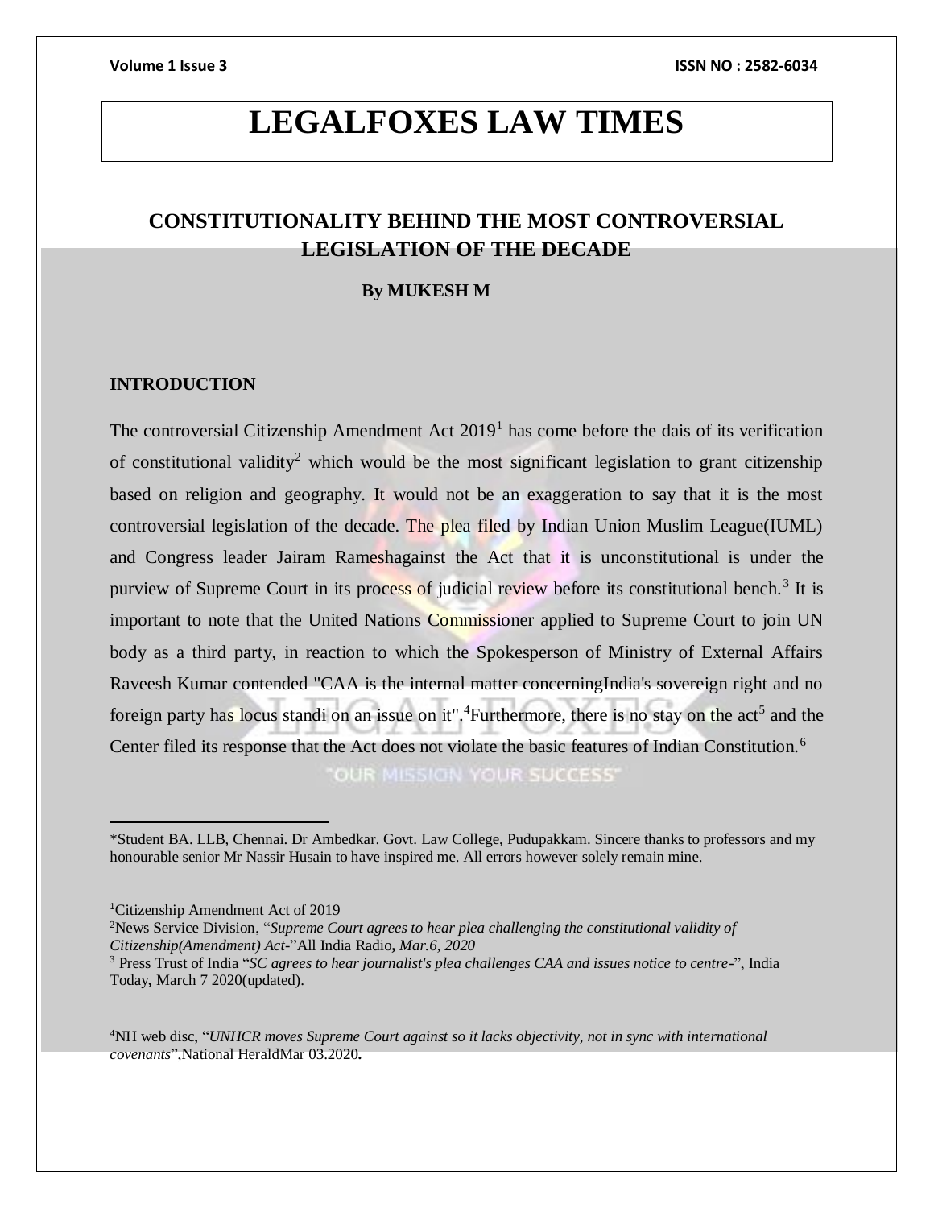# LEGALFOXES LAW TIMES

## CONSTITUTIONALITY BEHIND THE MOST CONTROVERSIAL LEGISLATION OF THE DECADE

**By MUKESH M**

### INTRODUCTION

The controversial Citizenship Amendment Act 2019[1] has come before the dais of its verification of constitutional validity[2] which would be the most significant legislation to grant citizenship based on religion and geography. It would not be an exaggeration to say that it is the most controversial legislation of the decade. The plea filed by Indian Union Muslim League(IUML) and Congress leader Jairam Rameshagainst the Act that it is unconstitutional is under the purview of Supreme Court in its process of judicial review before its constitutional bench.[3] It is important to note that the United Nations Commissioner applied to Supreme Court to join UN body as a third party, in reaction to which the Spokesperson of Ministry of External Affairs Raveesh Kumar contended "CAA is the internal matter concerningIndia's sovereign right and no foreign party has locus standi on an issue on it".[4]Furthermore, there is no stay on the act[5] and the Center filed its response that the Act does not violate the basic features of Indian Constitution.[6]

---

*Student BA. LLB, Chennai. Dr Ambedkar. Govt. Law College, Pudupakkam. Sincere thanks to professors and my honourable senior Mr Nassir Husain to have inspired me. All errors however solely remain mine.

[1]Citizenship Amendment Act of 2019

[2]News Service Division, "*Supreme Court agrees to hear plea challenging the constitutional validity of Citizenship(Amendment) Act-*"All India Radio**,** *Mar.6, 2020*

[3] Press Trust of India "*SC agrees to hear journalist's plea challenges CAA and issues notice to centre-*", India Today**,** March 7 2020(updated).

[4]NH web disc, "*UNHCR moves Supreme Court against so it lacks objectivity, not in sync with international covenants*",National HeraldMar 03.2020**.**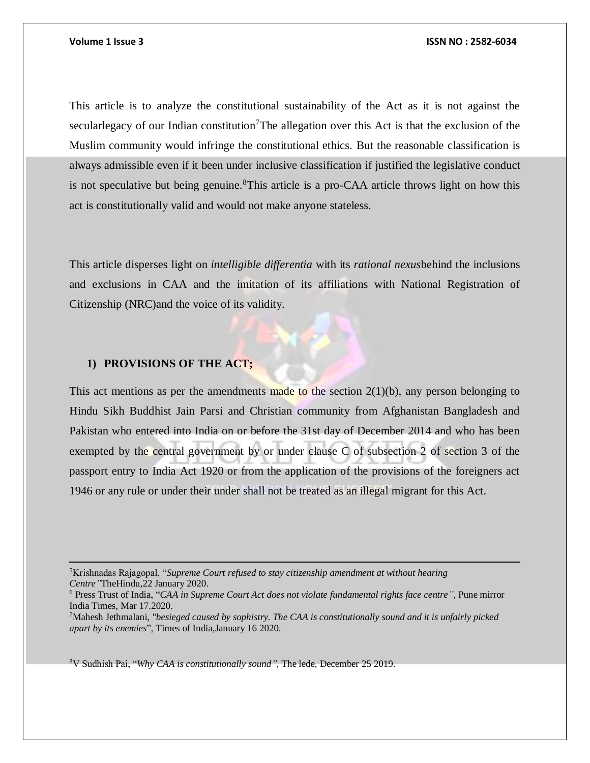This article is to analyze the constitutional sustainability of the Act as it is not against the secularlegacy of our Indian constitution[7]The allegation over this Act is that the exclusion of the Muslim community would infringe the constitutional ethics. But the reasonable classification is always admissible even if it been under inclusive classification if justified the legislative conduct is not speculative but being genuine.[8]This article is a pro-CAA article throws light on how this act is constitutionally valid and would not make anyone stateless.

This article disperses light on *intelligible differentia* with its *rational nexus*behind the inclusions and exclusions in CAA and the imitation of its affiliations with National Registration of Citizenship (NRC)and the voice of its validity.

## 1) PROVISIONS OF THE ACT;

This act mentions as per the amendments made to the section 2(1)(b), any person belonging to Hindu Sikh Buddhist Jain Parsi and Christian community from Afghanistan Bangladesh and Pakistan who entered into India on or before the 31st day of December 2014 and who has been exempted by the central government by or under clause C of subsection 2 of section 3 of the passport entry to India Act 1920 or from the application of the provisions of the foreigners act 1946 or any rule or under their under shall not be treated as an illegal migrant for this Act.

---

[5]Krishnadas Rajagopal, "*Supreme Court refused to stay citizenship amendment at without hearing Centre"*TheHindu,22 January 2020.

[6] Press Trust of India, "*CAA in Supreme Court Act does not violate fundamental rights face centre"*, Pune mirror India Times, Mar 17.2020.

[7]Mahesh Jethmalani, "*besieged caused by sophistry. The CAA is constitutionally sound and it is unfairly picked apart by its enemies*", Times of India,January 16 2020.

[8]V Sudhish Pai, "*Why CAA is constitutionally sound",* The lede, December 25 2019.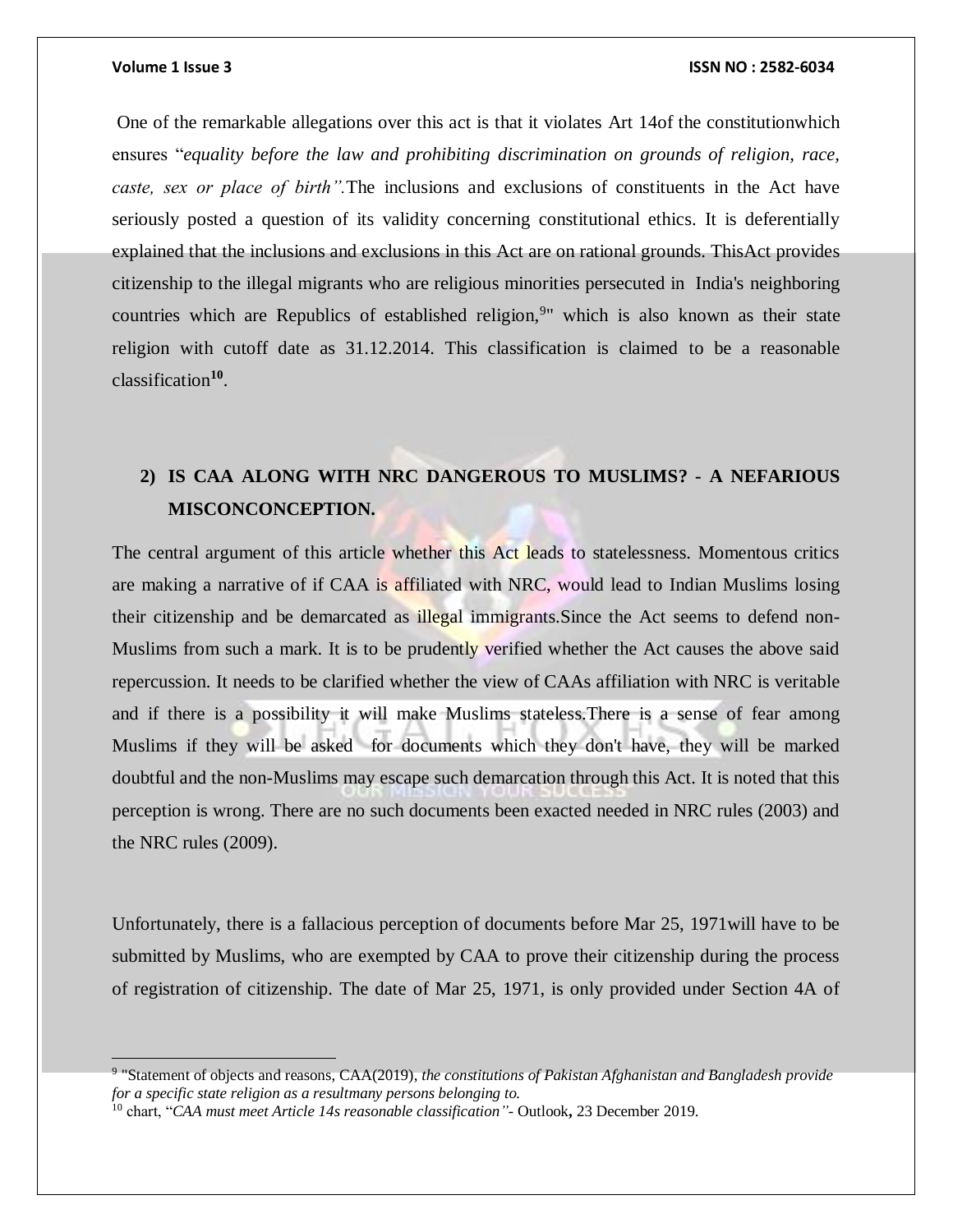One of the remarkable allegations over this act is that it violates Art 14of the constitutionwhich ensures "*equality before the law and prohibiting discrimination on grounds of religion, race, caste, sex or place of birth".*The inclusions and exclusions of constituents in the Act have seriously posted a question of its validity concerning constitutional ethics. It is deferentially explained that the inclusions and exclusions in this Act are on rational grounds. ThisAct provides citizenship to the illegal migrants who are religious minorities persecuted in India's neighboring countries which are Republics of established religion,[9]" which is also known as their state religion with cutoff date as 31.12.2014. This classification is claimed to be a reasonable classification**[10]**.

## 2) IS CAA ALONG WITH NRC DANGEROUS TO MUSLIMS? - A NEFARIOUS MISCONCONCEPTION.

The central argument of this article whether this Act leads to statelessness. Momentous critics are making a narrative of if CAA is affiliated with NRC, would lead to Indian Muslims losing their citizenship and be demarcated as illegal immigrants.Since the Act seems to defend non-Muslims from such a mark. It is to be prudently verified whether the Act causes the above said repercussion. It needs to be clarified whether the view of CAAs affiliation with NRC is veritable and if there is a possibility it will make Muslims stateless.There is a sense of fear among Muslims if they will be asked for documents which they don't have, they will be marked doubtful and the non-Muslims may escape such demarcation through this Act. It is noted that this perception is wrong. There are no such documents been exacted needed in NRC rules (2003) and the NRC rules (2009).

Unfortunately, there is a fallacious perception of documents before Mar 25, 1971will have to be submitted by Muslims, who are exempted by CAA to prove their citizenship during the process of registration of citizenship. The date of Mar 25, 1971, is only provided under Section 4A of

---

[9] "Statement of objects and reasons, CAA(2019), *the constitutions of Pakistan Afghanistan and Bangladesh provide for a specific state religion as a resultmany persons belonging to.*

[10] chart, "*CAA must meet Article 14s reasonable classification"*- Outlook**,** 23 December 2019.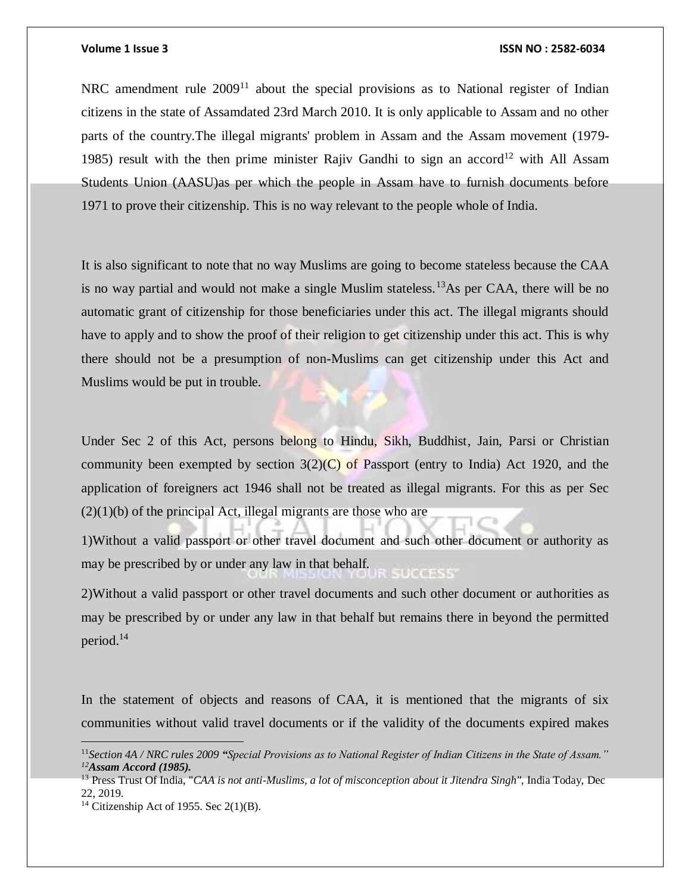NRC amendment rule 2009[11] about the special provisions as to National register of Indian citizens in the state of Assamdated 23rd March 2010. It is only applicable to Assam and no other parts of the country.The illegal migrants' problem in Assam and the Assam movement (1979-1985) result with the then prime minister Rajiv Gandhi to sign an accord[12] with All Assam Students Union (AASU)as per which the people in Assam have to furnish documents before 1971 to prove their citizenship. This is no way relevant to the people whole of India.

It is also significant to note that no way Muslims are going to become stateless because the CAA is no way partial and would not make a single Muslim stateless.[13]As per CAA, there will be no automatic grant of citizenship for those beneficiaries under this act. The illegal migrants should have to apply and to show the proof of their religion to get citizenship under this act. This is why there should not be a presumption of non-Muslims can get citizenship under this Act and Muslims would be put in trouble.

Under Sec 2 of this Act, persons belong to Hindu, Sikh, Buddhist, Jain, Parsi or Christian community been exempted by section 3(2)(C) of Passport (entry to India) Act 1920, and the application of foreigners act 1946 shall not be treated as illegal migrants. For this as per Sec (2)(1)(b) of the principal Act, illegal migrants are those who are

1)Without a valid passport or other travel document and such other document or authority as may be prescribed by or under any law in that behalf.

2)Without a valid passport or other travel documents and such other document or authorities as may be prescribed by or under any law in that behalf but remains there in beyond the permitted period.[14]

In the statement of objects and reasons of CAA, it is mentioned that the migrants of six communities without valid travel documents or if the validity of the documents expired makes

---

[11] *Section 4A / NRC rules 2009 "Special Provisions as to National Register of Indian Citizens in the State of Assam."*

[12] ***Assam Accord (1985).***

[13] Press Trust Of India, "*CAA is not anti-Muslims, a lot of misconception about it Jitendra Singh"*, India Today, Dec 22, 2019.

[14] Citizenship Act of 1955. Sec 2(1)(B).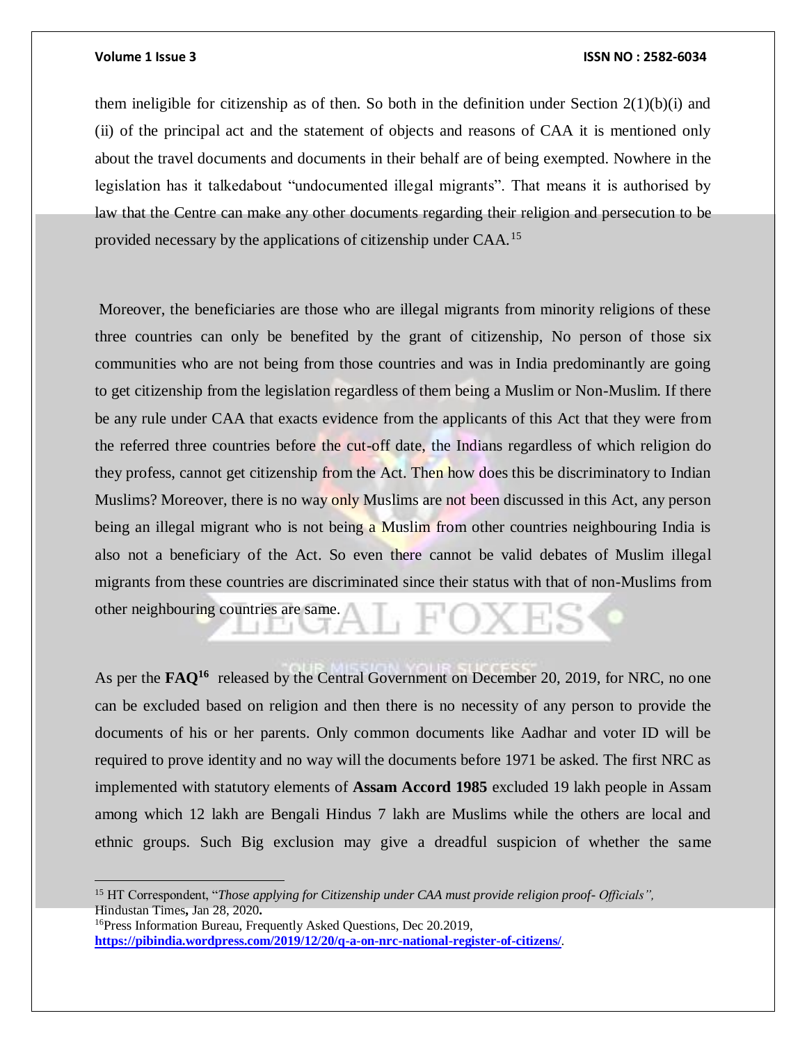them ineligible for citizenship as of then. So both in the definition under Section 2(1)(b)(i) and (ii) of the principal act and the statement of objects and reasons of CAA it is mentioned only about the travel documents and documents in their behalf are of being exempted. Nowhere in the legislation has it talkedabout "undocumented illegal migrants". That means it is authorised by law that the Centre can make any other documents regarding their religion and persecution to be provided necessary by the applications of citizenship under CAA.[15]

Moreover, the beneficiaries are those who are illegal migrants from minority religions of these three countries can only be benefited by the grant of citizenship, No person of those six communities who are not being from those countries and was in India predominantly are going to get citizenship from the legislation regardless of them being a Muslim or Non-Muslim. If there be any rule under CAA that exacts evidence from the applicants of this Act that they were from the referred three countries before the cut-off date, the Indians regardless of which religion do they profess, cannot get citizenship from the Act. Then how does this be discriminatory to Indian Muslims? Moreover, there is no way only Muslims are not been discussed in this Act, any person being an illegal migrant who is not being a Muslim from other countries neighbouring India is also not a beneficiary of the Act. So even there cannot be valid debates of Muslim illegal migrants from these countries are discriminated since their status with that of non-Muslims from other neighbouring countries are same.

As per the **FAQ**[16] released by the Central Government on December 20, 2019, for NRC, no one can be excluded based on religion and then there is no necessity of any person to provide the documents of his or her parents. Only common documents like Aadhar and voter ID will be required to prove identity and no way will the documents before 1971 be asked. The first NRC as implemented with statutory elements of **Assam Accord 1985** excluded 19 lakh people in Assam among which 12 lakh are Bengali Hindus 7 lakh are Muslims while the others are local and ethnic groups. Such Big exclusion may give a dreadful suspicion of whether the same

---

[15] HT Correspondent, "*Those applying for Citizenship under CAA must provide religion proof- Officials",* Hindustan Times**,** Jan 28, 2020**.**

[16] Press Information Bureau, Frequently Asked Questions, Dec 20.2019, **https://pibindia.wordpress.com/2019/12/20/q-a-on-nrc-national-register-of-citizens/**.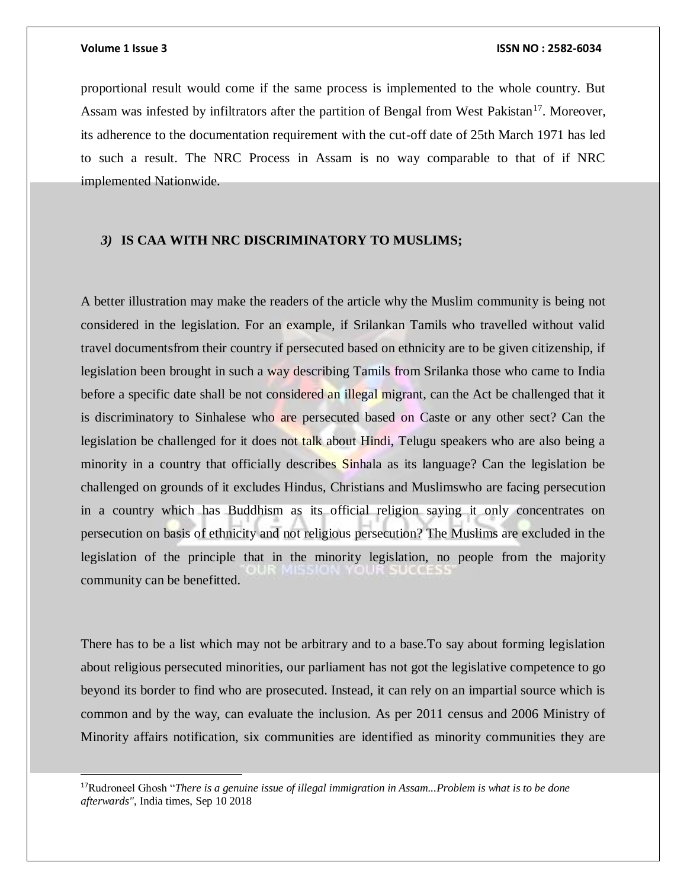proportional result would come if the same process is implemented to the whole country. But Assam was infested by infiltrators after the partition of Bengal from West Pakistan[17]. Moreover, its adherence to the documentation requirement with the cut-off date of 25th March 1971 has led to such a result. The NRC Process in Assam is no way comparable to that of if NRC implemented Nationwide.

### *3)* **IS CAA WITH NRC DISCRIMINATORY TO MUSLIMS;**

A better illustration may make the readers of the article why the Muslim community is being not considered in the legislation. For an example, if Srilankan Tamils who travelled without valid travel documentsfrom their country if persecuted based on ethnicity are to be given citizenship, if legislation been brought in such a way describing Tamils from Srilanka those who came to India before a specific date shall be not considered an illegal migrant, can the Act be challenged that it is discriminatory to Sinhalese who are persecuted based on Caste or any other sect? Can the legislation be challenged for it does not talk about Hindi, Telugu speakers who are also being a minority in a country that officially describes Sinhala as its language? Can the legislation be challenged on grounds of it excludes Hindus, Christians and Muslimswho are facing persecution in a country which has Buddhism as its official religion saying it only concentrates on persecution on basis of ethnicity and not religious persecution? The Muslims are excluded in the legislation of the principle that in the minority legislation, no people from the majority community can be benefitted.

There has to be a list which may not be arbitrary and to a base.To say about forming legislation about religious persecuted minorities, our parliament has not got the legislative competence to go beyond its border to find who are prosecuted. Instead, it can rely on an impartial source which is common and by the way, can evaluate the inclusion. As per 2011 census and 2006 Ministry of Minority affairs notification, six communities are identified as minority communities they are

---

[17]Rudroneel Ghosh "*There is a genuine issue of illegal immigration in Assam...Problem is what is to be done afterwards"*, India times, Sep 10 2018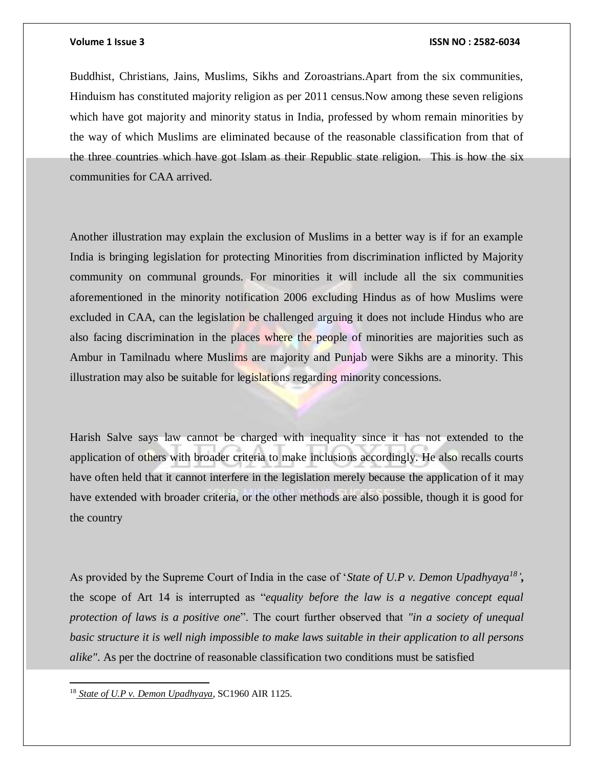Buddhist, Christians, Jains, Muslims, Sikhs and Zoroastrians.Apart from the six communities, Hinduism has constituted majority religion as per 2011 census.Now among these seven religions which have got majority and minority status in India, professed by whom remain minorities by the way of which Muslims are eliminated because of the reasonable classification from that of the three countries which have got Islam as their Republic state religion. This is how the six communities for CAA arrived.

Another illustration may explain the exclusion of Muslims in a better way is if for an example India is bringing legislation for protecting Minorities from discrimination inflicted by Majority community on communal grounds. For minorities it will include all the six communities aforementioned in the minority notification 2006 excluding Hindus as of how Muslims were excluded in CAA, can the legislation be challenged arguing it does not include Hindus who are also facing discrimination in the places where the people of minorities are majorities such as Ambur in Tamilnadu where Muslims are majority and Punjab were Sikhs are a minority. This illustration may also be suitable for legislations regarding minority concessions.

Harish Salve says law cannot be charged with inequality since it has not extended to the application of others with broader criteria to make inclusions accordingly. He also recalls courts have often held that it cannot interfere in the legislation merely because the application of it may have extended with broader criteria, or the other methods are also possible, though it is good for the country

As provided by the Supreme Court of India in the case of '*State of U.P v. Demon Upadhyaya*[18]', the scope of Art 14 is interrupted as "*equality before the law is a negative concept equal protection of laws is a positive one*". The court further observed that *"in a society of unequal basic structure it is well nigh impossible to make laws suitable in their application to all persons alike"*. As per the doctrine of reasonable classification two conditions must be satisfied

---

[18] *State of U.P v. Demon Upadhyaya*, SC1960 AIR 1125.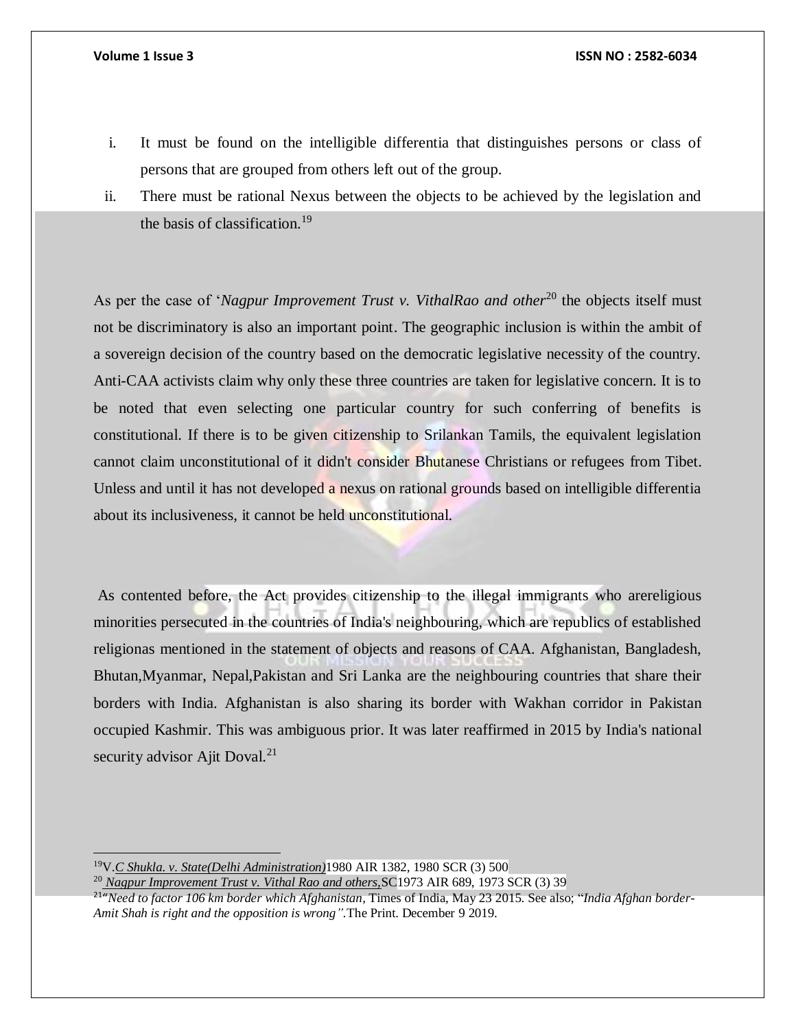i. It must be found on the intelligible differentia that distinguishes persons or class of persons that are grouped from others left out of the group.
ii. There must be rational Nexus between the objects to be achieved by the legislation and the basis of classification.[19]

As per the case of '*Nagpur Improvement Trust v. VithalRao and other*[20] the objects itself must not be discriminatory is also an important point. The geographic inclusion is within the ambit of a sovereign decision of the country based on the democratic legislative necessity of the country. Anti-CAA activists claim why only these three countries are taken for legislative concern. It is to be noted that even selecting one particular country for such conferring of benefits is constitutional. If there is to be given citizenship to Srilankan Tamils, the equivalent legislation cannot claim unconstitutional of it didn't consider Bhutanese Christians or refugees from Tibet. Unless and until it has not developed a nexus on rational grounds based on intelligible differentia about its inclusiveness, it cannot be held unconstitutional.

As contented before, the Act provides citizenship to the illegal immigrants who arereligious minorities persecuted in the countries of India's neighbouring, which are republics of established religionas mentioned in the statement of objects and reasons of CAA. Afghanistan, Bangladesh, Bhutan,Myanmar, Nepal,Pakistan and Sri Lanka are the neighbouring countries that share their borders with India. Afghanistan is also sharing its border with Wakhan corridor in Pakistan occupied Kashmir. This was ambiguous prior. It was later reaffirmed in 2015 by India's national security advisor Ajit Doval.[21]

---

[19] V.*C Shukla. v. State(Delhi Administration)*1980 AIR 1382, 1980 SCR (3) 500

[20] *Nagpur Improvement Trust v. Vithal Rao and others,*SC1973 AIR 689, 1973 SCR (3) 39

[21] "*Need to factor 106 km border which Afghanistan*, Times of India, May 23 2015. See also; "*India Afghan border-Amit Shah is right and the opposition is wrong".*The Print. December 9 2019.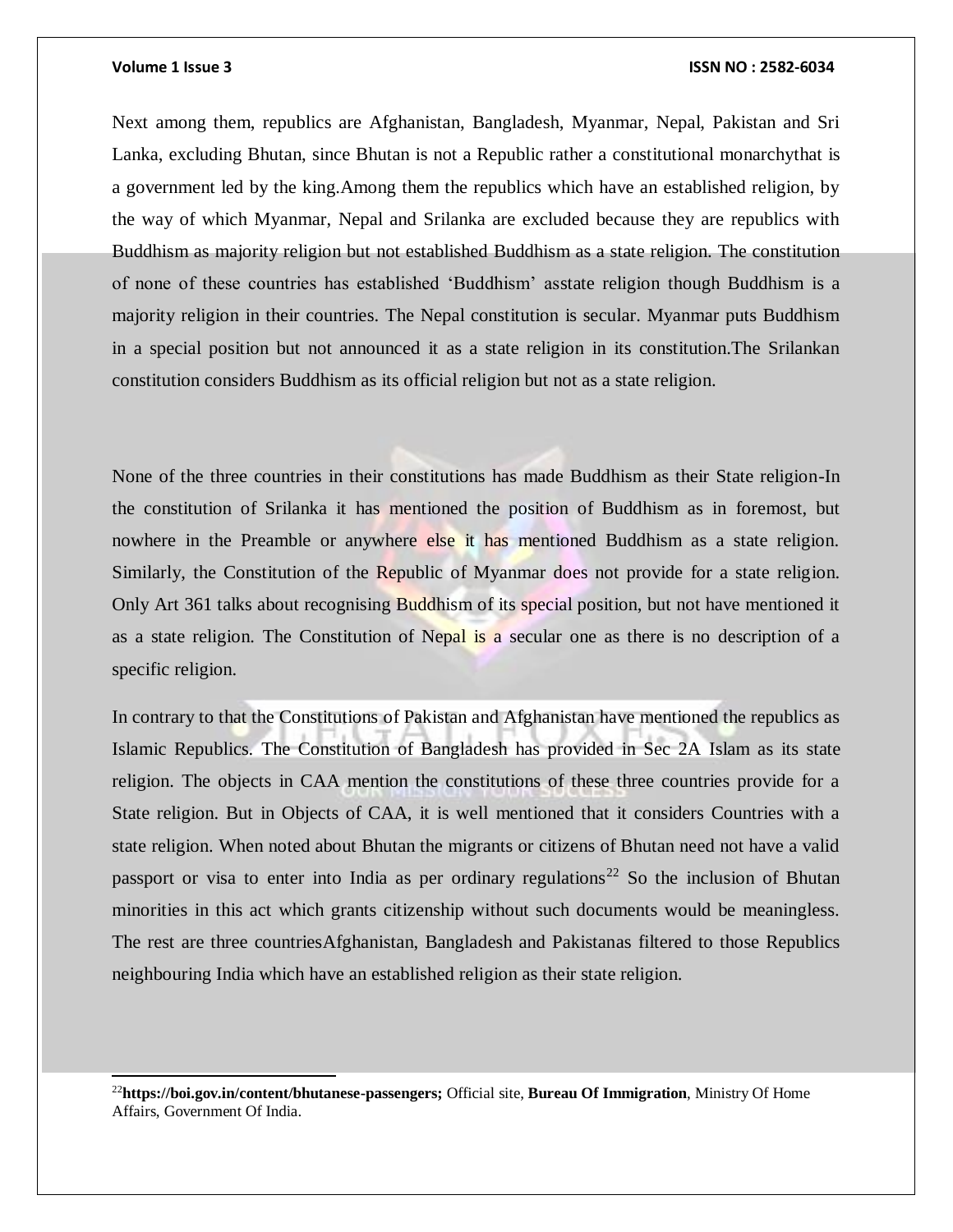Next among them, republics are Afghanistan, Bangladesh, Myanmar, Nepal, Pakistan and Sri Lanka, excluding Bhutan, since Bhutan is not a Republic rather a constitutional monarchythat is a government led by the king.Among them the republics which have an established religion, by the way of which Myanmar, Nepal and Srilanka are excluded because they are republics with Buddhism as majority religion but not established Buddhism as a state religion. The constitution of none of these countries has established 'Buddhism' asstate religion though Buddhism is a majority religion in their countries. The Nepal constitution is secular. Myanmar puts Buddhism in a special position but not announced it as a state religion in its constitution.The Srilankan constitution considers Buddhism as its official religion but not as a state religion.

None of the three countries in their constitutions has made Buddhism as their State religion-In the constitution of Srilanka it has mentioned the position of Buddhism as in foremost, but nowhere in the Preamble or anywhere else it has mentioned Buddhism as a state religion. Similarly, the Constitution of the Republic of Myanmar does not provide for a state religion. Only Art 361 talks about recognising Buddhism of its special position, but not have mentioned it as a state religion. The Constitution of Nepal is a secular one as there is no description of a specific religion.

In contrary to that the Constitutions of Pakistan and Afghanistan have mentioned the republics as Islamic Republics. The Constitution of Bangladesh has provided in Sec 2A Islam as its state religion. The objects in CAA mention the constitutions of these three countries provide for a State religion. But in Objects of CAA, it is well mentioned that it considers Countries with a state religion. When noted about Bhutan the migrants or citizens of Bhutan need not have a valid passport or visa to enter into India as per ordinary regulations[22] So the inclusion of Bhutan minorities in this act which grants citizenship without such documents would be meaningless. The rest are three countriesAfghanistan, Bangladesh and Pakistanas filtered to those Republics neighbouring India which have an established religion as their state religion.

---

[22]**https://boi.gov.in/content/bhutanese-passengers;** Official site, **Bureau Of Immigration**, Ministry Of Home Affairs, Government Of India.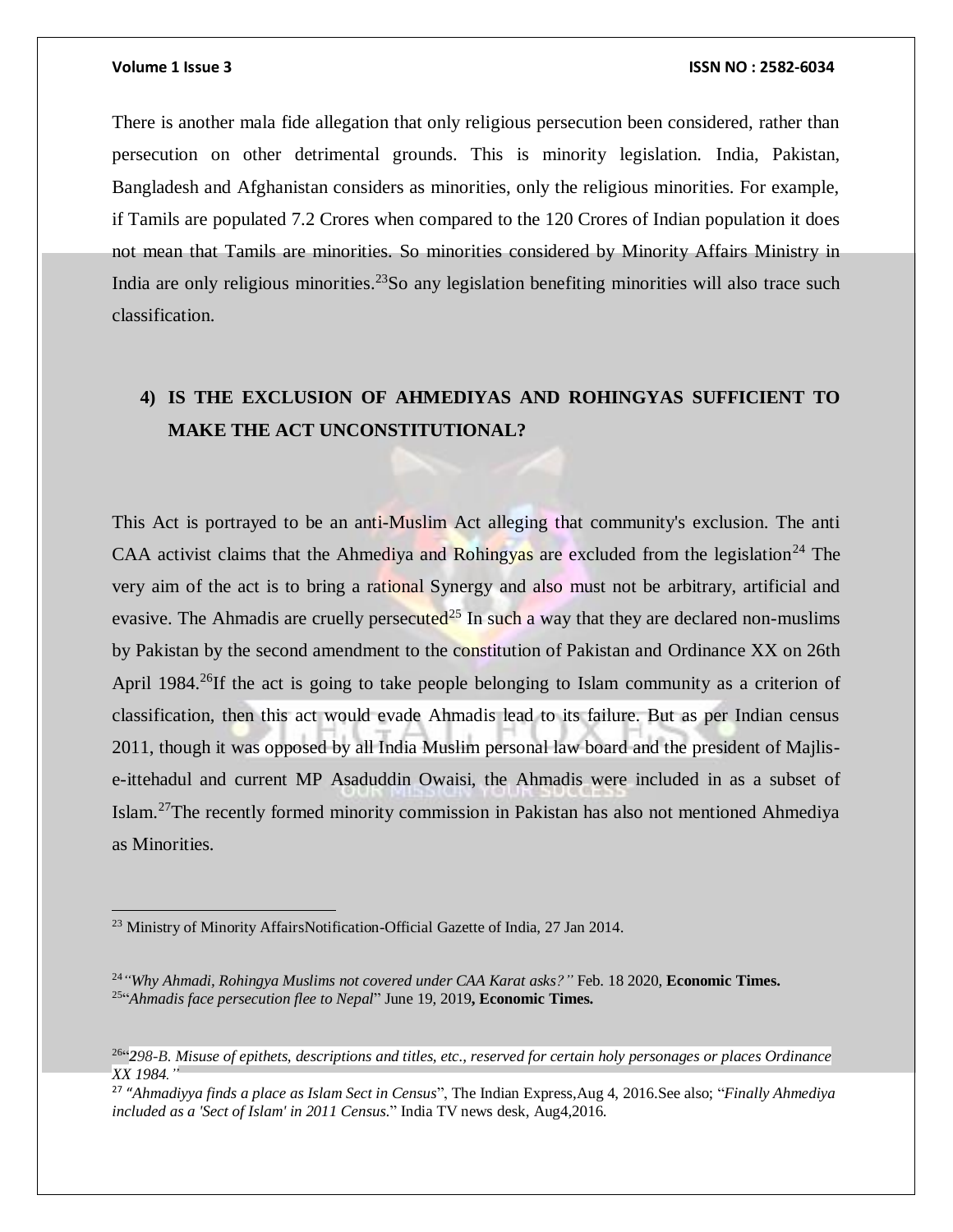There is another mala fide allegation that only religious persecution been considered, rather than persecution on other detrimental grounds. This is minority legislation. India, Pakistan, Bangladesh and Afghanistan considers as minorities, only the religious minorities. For example, if Tamils are populated 7.2 Crores when compared to the 120 Crores of Indian population it does not mean that Tamils are minorities. So minorities considered by Minority Affairs Ministry in India are only religious minorities.[23]So any legislation benefiting minorities will also trace such classification.

## 4) IS THE EXCLUSION OF AHMEDIYAS AND ROHINGYAS SUFFICIENT TO MAKE THE ACT UNCONSTITUTIONAL?

This Act is portrayed to be an anti-Muslim Act alleging that community's exclusion. The anti CAA activist claims that the Ahmediya and Rohingyas are excluded from the legislation[24] The very aim of the act is to bring a rational Synergy and also must not be arbitrary, artificial and evasive. The Ahmadis are cruelly persecuted[25] In such a way that they are declared non-muslims by Pakistan by the second amendment to the constitution of Pakistan and Ordinance XX on 26th April 1984.[26]If the act is going to take people belonging to Islam community as a criterion of classification, then this act would evade Ahmadis lead to its failure. But as per Indian census 2011, though it was opposed by all India Muslim personal law board and the president of Majlis-e-ittehadul and current MP Asaduddin Owaisi, the Ahmadis were included in as a subset of Islam.[27]The recently formed minority commission in Pakistan has also not mentioned Ahmediya as Minorities.

---

[23] Ministry of Minority AffairsNotification-Official Gazette of India, 27 Jan 2014.

[24] *"Why Ahmadi, Rohingya Muslims not covered under CAA Karat asks?"* Feb. 18 2020, **Economic Times.**

[25] "*Ahmadis face persecution flee to Nepal*" June 19, 2019**, Economic Times.**

[26] "*298-B. Misuse of epithets, descriptions and titles, etc., reserved for certain holy personages or places Ordinance XX 1984."*

[27] "*Ahmadiyya finds a place as Islam Sect in Census*", The Indian Express,Aug 4, 2016.See also; "*Finally Ahmediya included as a 'Sect of Islam' in 2011 Census.*" India TV news desk, Aug4,2016.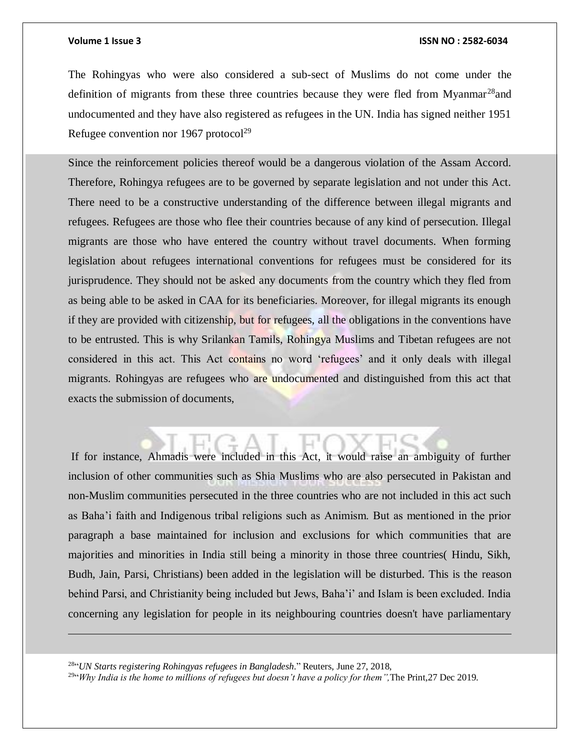The Rohingyas who were also considered a sub-sect of Muslims do not come under the definition of migrants from these three countries because they were fled from Myanmar[28]and undocumented and they have also registered as refugees in the UN. India has signed neither 1951 Refugee convention nor 1967 protocol[29]

Since the reinforcement policies thereof would be a dangerous violation of the Assam Accord. Therefore, Rohingya refugees are to be governed by separate legislation and not under this Act. There need to be a constructive understanding of the difference between illegal migrants and refugees. Refugees are those who flee their countries because of any kind of persecution. Illegal migrants are those who have entered the country without travel documents. When forming legislation about refugees international conventions for refugees must be considered for its jurisprudence. They should not be asked any documents from the country which they fled from as being able to be asked in CAA for its beneficiaries. Moreover, for illegal migrants its enough if they are provided with citizenship, but for refugees, all the obligations in the conventions have to be entrusted. This is why Srilankan Tamils, Rohingya Muslims and Tibetan refugees are not considered in this act. This Act contains no word 'refugees' and it only deals with illegal migrants. Rohingyas are refugees who are undocumented and distinguished from this act that exacts the submission of documents,

If for instance, Ahmadis were included in this Act, it would raise an ambiguity of further inclusion of other communities such as Shia Muslims who are also persecuted in Pakistan and non-Muslim communities persecuted in the three countries who are not included in this act such as Baha'i faith and Indigenous tribal religions such as Animism. But as mentioned in the prior paragraph a base maintained for inclusion and exclusions for which communities that are majorities and minorities in India still being a minority in those three countries( Hindu, Sikh, Budh, Jain, Parsi, Christians) been added in the legislation will be disturbed. This is the reason behind Parsi, and Christianity being included but Jews, Baha'i' and Islam is been excluded. India concerning any legislation for people in its neighbouring countries doesn't have parliamentary

---

[28]"*UN Starts registering Rohingyas refugees in Bangladesh*." Reuters, June 27, 2018,

[29]"*Why India is the home to millions of refugees but doesn't have a policy for them",*The Print,27 Dec 2019.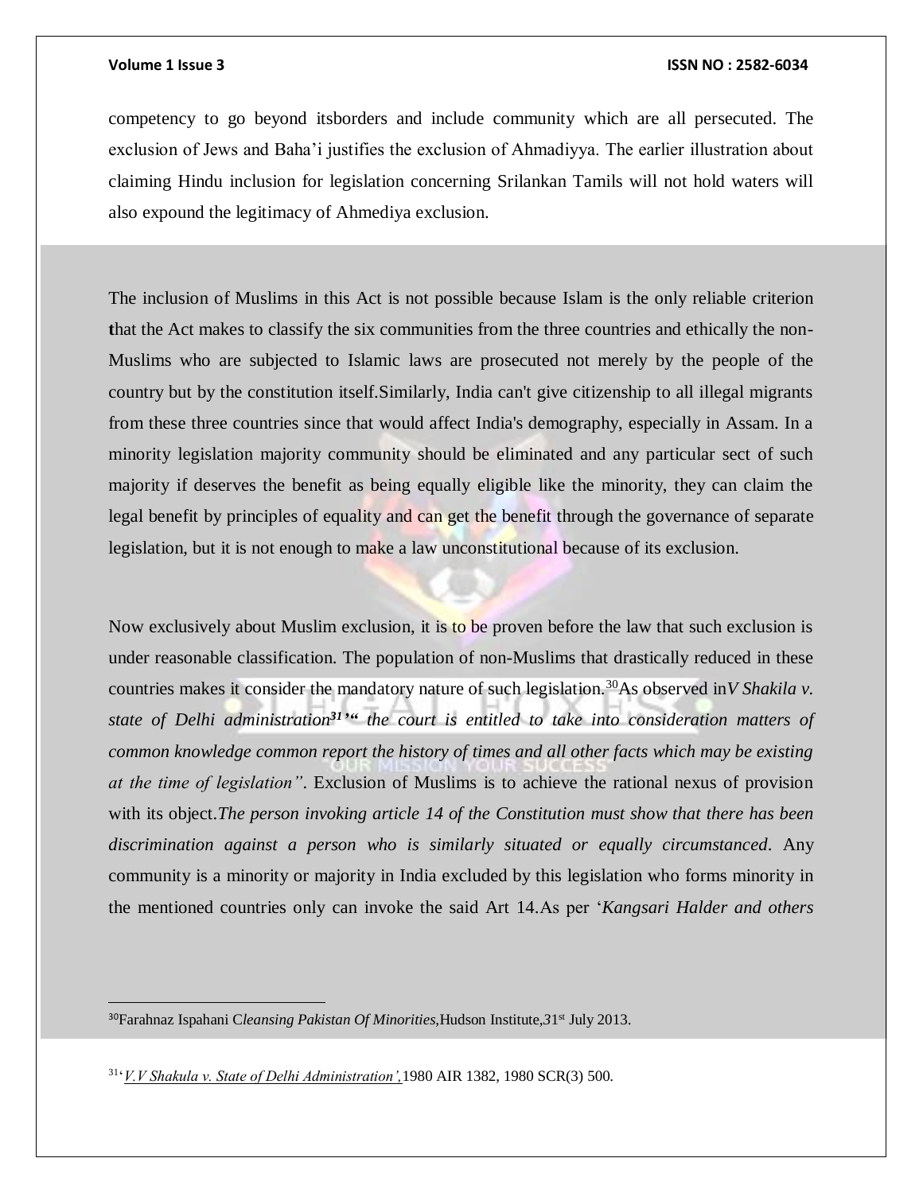competency to go beyond itsborders and include community which are all persecuted. The exclusion of Jews and Baha'i justifies the exclusion of Ahmadiyya. The earlier illustration about claiming Hindu inclusion for legislation concerning Srilankan Tamils will not hold waters will also expound the legitimacy of Ahmediya exclusion.

The inclusion of Muslims in this Act is not possible because Islam is the only reliable criterion that the Act makes to classify the six communities from the three countries and ethically the non-Muslims who are subjected to Islamic laws are prosecuted not merely by the people of the country but by the constitution itself.Similarly, India can't give citizenship to all illegal migrants from these three countries since that would affect India's demography, especially in Assam. In a minority legislation majority community should be eliminated and any particular sect of such majority if deserves the benefit as being equally eligible like the minority, they can claim the legal benefit by principles of equality and can get the benefit through the governance of separate legislation, but it is not enough to make a law unconstitutional because of its exclusion.

Now exclusively about Muslim exclusion, it is to be proven before the law that such exclusion is under reasonable classification. The population of non-Muslims that drastically reduced in these countries makes it consider the mandatory nature of such legislation.[30]As observed in*V Shakila v. state of Delhi administration*[31]*" the court is entitled to take into consideration matters of common knowledge common report the history of times and all other facts which may be existing at the time of legislation"*. Exclusion of Muslims is to achieve the rational nexus of provision with its object.*The person invoking article 14 of the Constitution must show that there has been discrimination against a person who is similarly situated or equally circumstanced*. Any community is a minority or majority in India excluded by this legislation who forms minority in the mentioned countries only can invoke the said Art 14.As per '*Kangsari Halder and others*

---

[30]Farahnaz Ispahani C*leansing Pakistan Of Minorities,*Hudson Institute,31st July 2013.

[31]'*V.V Shakula v. State of Delhi Administration',*1980 AIR 1382, 1980 SCR(3) 500.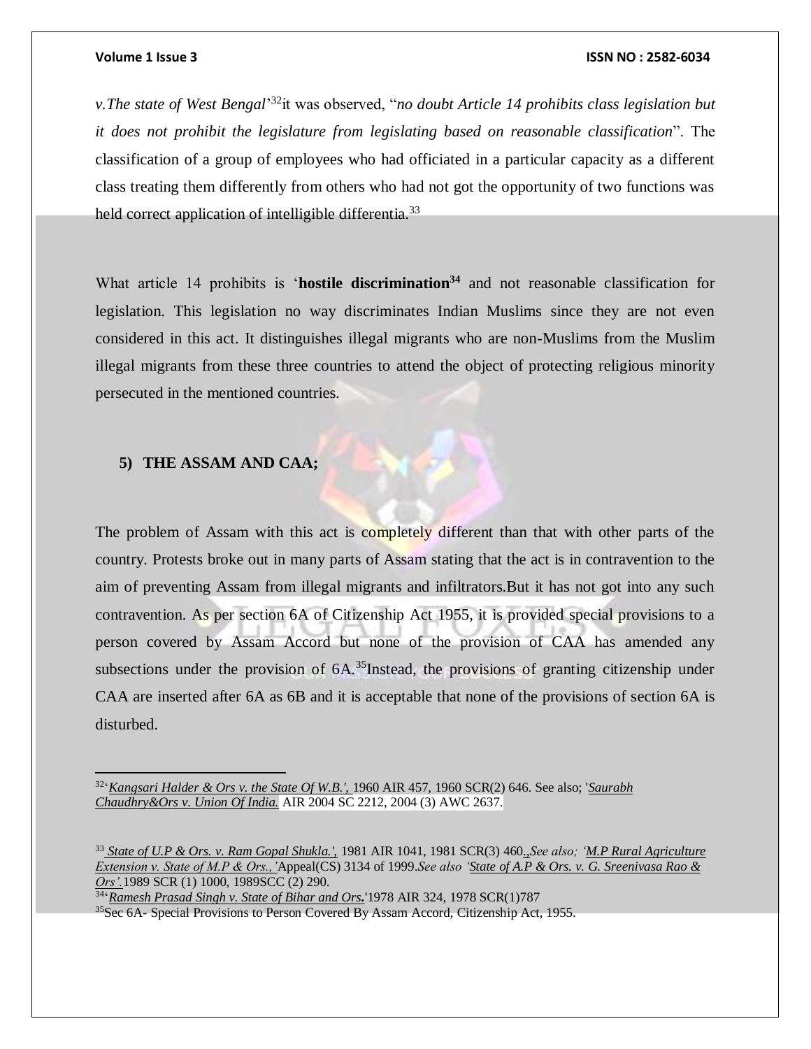*v.The state of West Bengal*'[32]it was observed, "*no doubt Article 14 prohibits class legislation but it does not prohibit the legislature from legislating based on reasonable classification*". The classification of a group of employees who had officiated in a particular capacity as a different class treating them differently from others who had not got the opportunity of two functions was held correct application of intelligible differentia.[33]

What article 14 prohibits is '**hostile discrimination**[34] and not reasonable classification for legislation. This legislation no way discriminates Indian Muslims since they are not even considered in this act. It distinguishes illegal migrants who are non-Muslims from the Muslim illegal migrants from these three countries to attend the object of protecting religious minority persecuted in the mentioned countries.

## 5) THE ASSAM AND CAA;

The problem of Assam with this act is completely different than that with other parts of the country. Protests broke out in many parts of Assam stating that the act is in contravention to the aim of preventing Assam from illegal migrants and infiltrators.But it has not got into any such contravention. As per section 6A of Citizenship Act 1955, it is provided special provisions to a person covered by Assam Accord but none of the provision of CAA has amended any subsections under the provision of 6A.[35]Instead, the provisions of granting citizenship under CAA are inserted after 6A as 6B and it is acceptable that none of the provisions of section 6A is disturbed.

---

[32]'*Kangsari Halder & Ors v. the State Of W.B.',* 1960 AIR 457, 1960 SCR(2) 646. See also; '*Saurabh Chaudhry&Ors v. Union Of India.* AIR 2004 SC 2212, 2004 (3) AWC 2637.

[33] *State of U.P & Ors. v. Ram Gopal Shukla.',* 1981 AIR 1041, 1981 SCR(3) 460.,*See also; 'M.P Rural Agriculture Extension v. State of M.P & Ors.,'*Appeal(CS) 3134 of 1999.*See also 'State of A.P & Ors. v. G. Sreenivasa Rao & Ors'.*1989 SCR (1) 1000, 1989SCC (2) 290.

[34]'*Ramesh Prasad Singh v. State of Bihar and Ors.*'1978 AIR 324, 1978 SCR(1)787

[35]Sec 6A- Special Provisions to Person Covered By Assam Accord, Citizenship Act, 1955.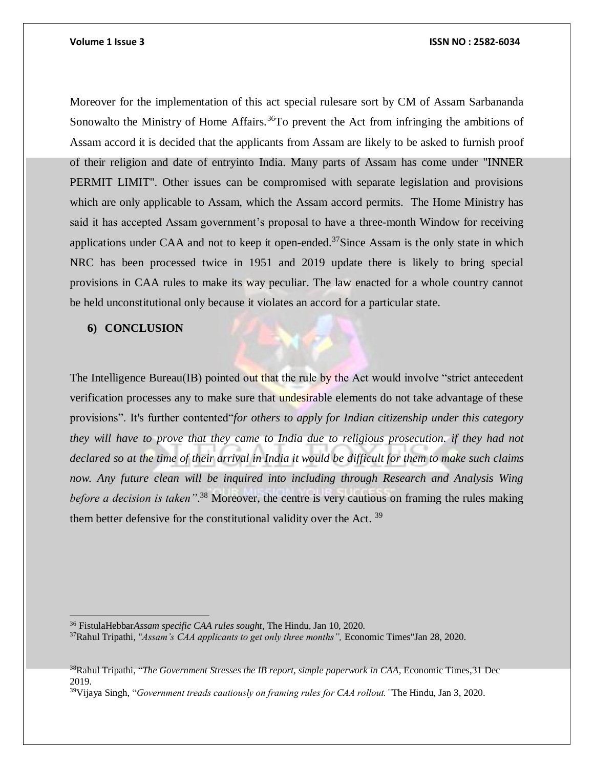Moreover for the implementation of this act special rulesare sort by CM of Assam Sarbananda Sonowalto the Ministry of Home Affairs.[36]To prevent the Act from infringing the ambitions of Assam accord it is decided that the applicants from Assam are likely to be asked to furnish proof of their religion and date of entryinto India. Many parts of Assam has come under "INNER PERMIT LIMIT". Other issues can be compromised with separate legislation and provisions which are only applicable to Assam, which the Assam accord permits. The Home Ministry has said it has accepted Assam government's proposal to have a three-month Window for receiving applications under CAA and not to keep it open-ended.[37]Since Assam is the only state in which NRC has been processed twice in 1951 and 2019 update there is likely to bring special provisions in CAA rules to make its way peculiar. The law enacted for a whole country cannot be held unconstitutional only because it violates an accord for a particular state.

## 6) CONCLUSION

The Intelligence Bureau(IB) pointed out that the rule by the Act would involve "strict antecedent verification processes any to make sure that undesirable elements do not take advantage of these provisions". It's further contented"*for others to apply for Indian citizenship under this category they will have to prove that they came to India due to religious prosecution. if they had not declared so at the time of their arrival in India it would be difficult for them to make such claims now. Any future clean will be inquired into including through Research and Analysis Wing before a decision is taken"*.[38] Moreover, the centre is very cautious on framing the rules making them better defensive for the constitutional validity over the Act. [39]

---

[36] FistulaHebbar*Assam specific CAA rules sought*, The Hindu, Jan 10, 2020.

[37]Rahul Tripathi, "*Assam's CAA applicants to get only three months",* Economic Times"Jan 28, 2020.

[38]Rahul Tripathi, "*The Government Stresses the IB report, simple paperwork in CAA,* Economic Times,31 Dec 2019.

[39]Vijaya Singh, "*Government treads cautiously on framing rules for CAA rollout."*The Hindu, Jan 3, 2020.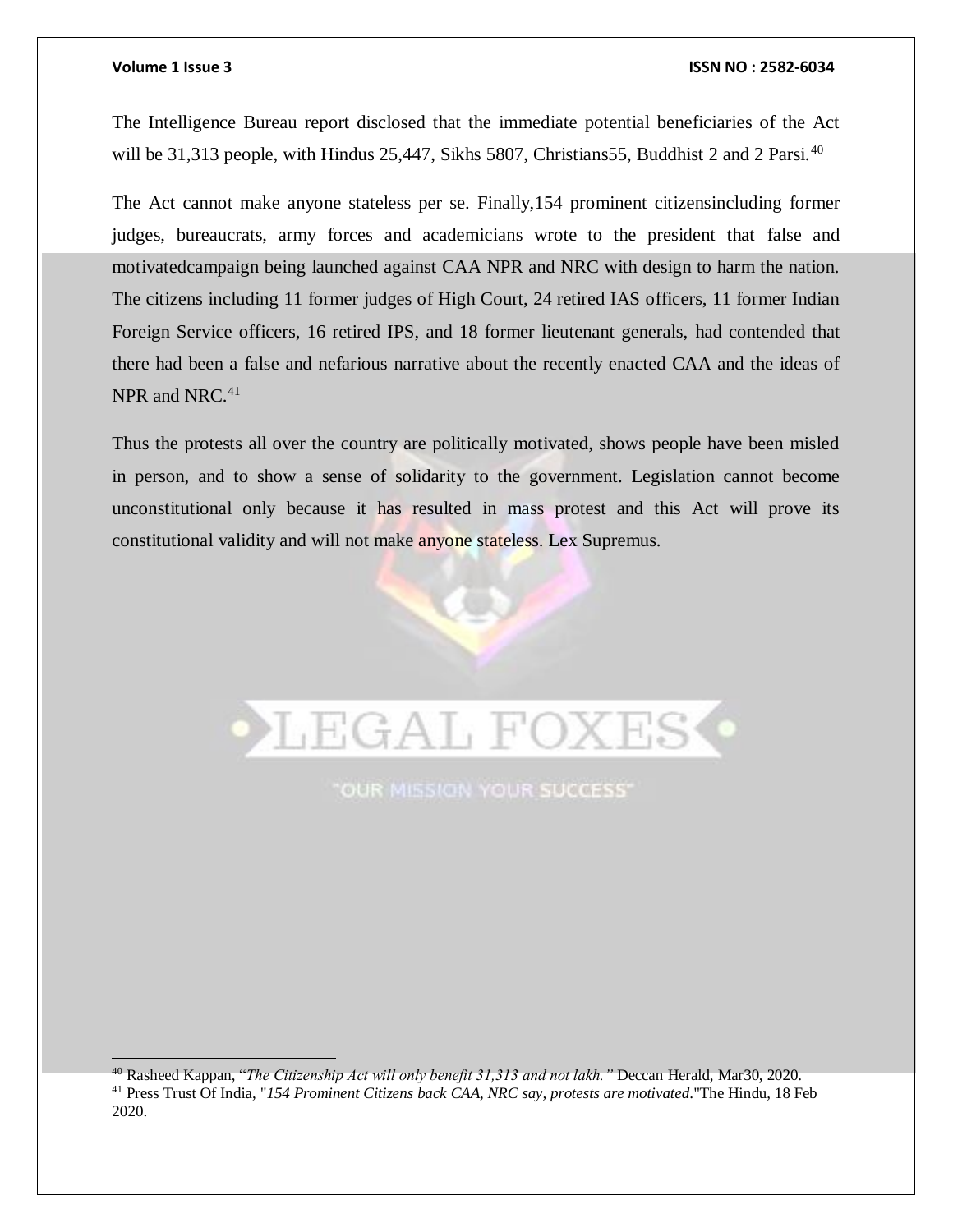The Intelligence Bureau report disclosed that the immediate potential beneficiaries of the Act will be 31,313 people, with Hindus 25,447, Sikhs 5807, Christians55, Buddhist 2 and 2 Parsi.[40]

The Act cannot make anyone stateless per se. Finally,154 prominent citizensincluding former judges, bureaucrats, army forces and academicians wrote to the president that false and motivatedcampaign being launched against CAA NPR and NRC with design to harm the nation. The citizens including 11 former judges of High Court, 24 retired IAS officers, 11 former Indian Foreign Service officers, 16 retired IPS, and 18 former lieutenant generals, had contended that there had been a false and nefarious narrative about the recently enacted CAA and the ideas of NPR and NRC.[41]

Thus the protests all over the country are politically motivated, shows people have been misled in person, and to show a sense of solidarity to the government. Legislation cannot become unconstitutional only because it has resulted in mass protest and this Act will prove its constitutional validity and will not make anyone stateless. Lex Supremus.

---

[40] Rasheed Kappan, "*The Citizenship Act will only benefit 31,313 and not lakh.*" Deccan Herald, Mar30, 2020.

[41] Press Trust Of India, "*154 Prominent Citizens back CAA, NRC say, protests are motivated*."The Hindu, 18 Feb 2020.